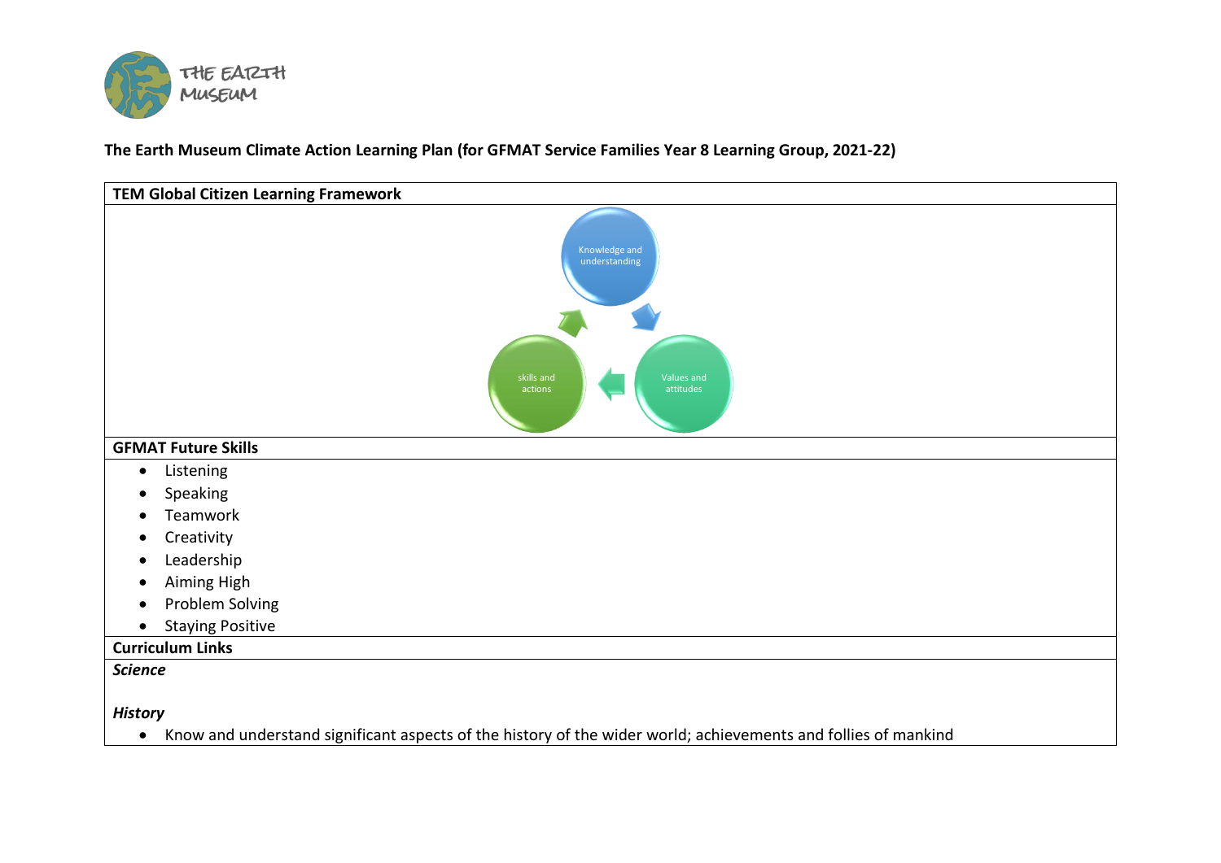THE EARTH MUSEUM

**The Earth Museum Climate Action Learning Plan (for GFMAT Service Families Year 8 Learning Group, 2021-22)**

| **TEM Global Citizen Learning Framework** |
|---|
| Knowledge and understanding → Values and attitudes → skills and actions → Knowledge and understanding |
| **GFMAT Future Skills** |
| • Listening<br>• Speaking<br>• Teamwork<br>• Creativity<br>• Leadership<br>• Aiming High<br>• Problem Solving<br>• Staying Positive |
| **Curriculum Links** |
| ***Science***<br><br>***History***<br>• Know and understand significant aspects of the history of the wider world; achievements and follies of mankind |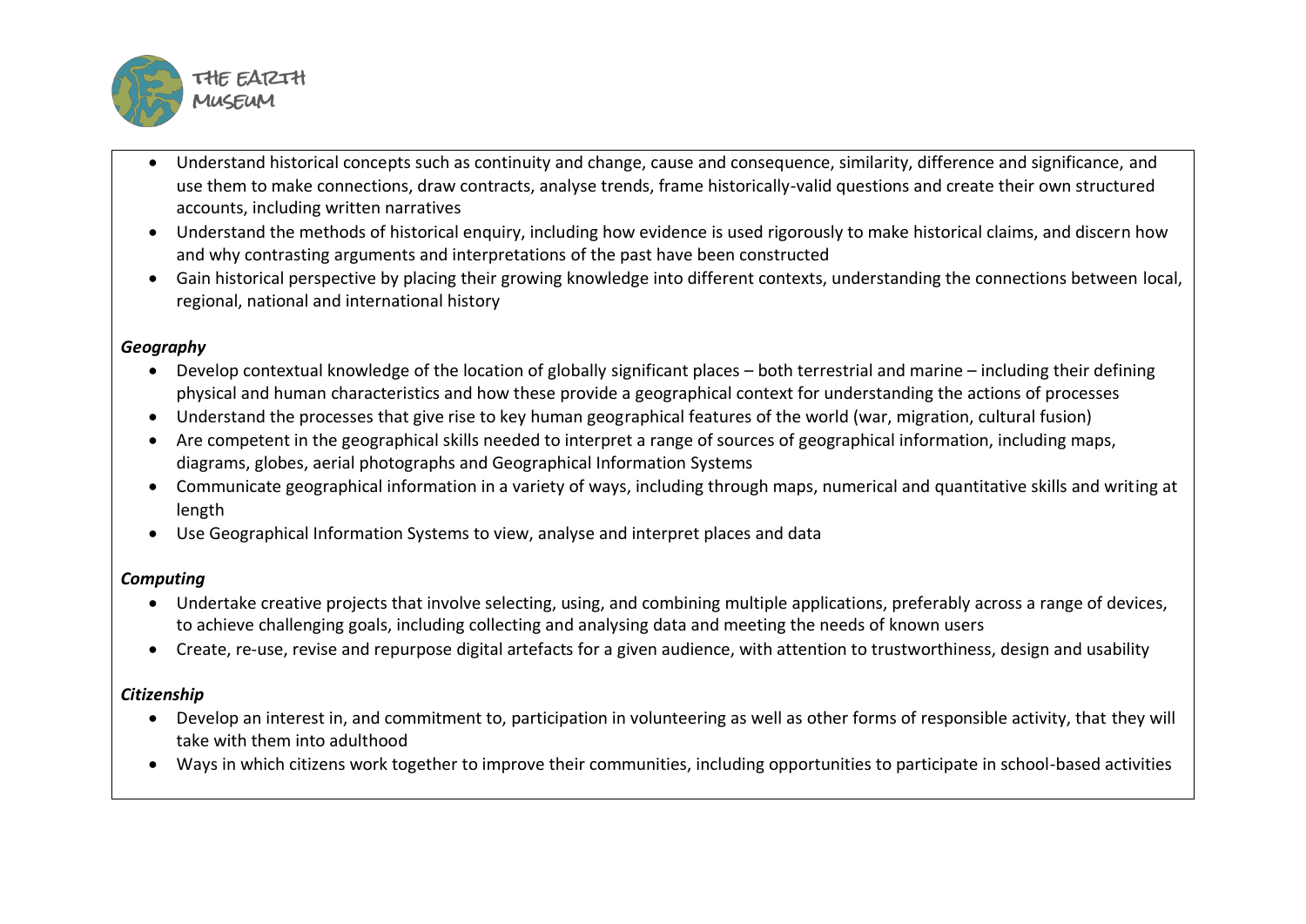- Understand historical concepts such as continuity and change, cause and consequence, similarity, difference and significance, and use them to make connections, draw contracts, analyse trends, frame historically-valid questions and create their own structured accounts, including written narratives
- Understand the methods of historical enquiry, including how evidence is used rigorously to make historical claims, and discern how and why contrasting arguments and interpretations of the past have been constructed
- Gain historical perspective by placing their growing knowledge into different contexts, understanding the connections between local, regional, national and international history

***Geography***

- Develop contextual knowledge of the location of globally significant places – both terrestrial and marine – including their defining physical and human characteristics and how these provide a geographical context for understanding the actions of processes
- Understand the processes that give rise to key human geographical features of the world (war, migration, cultural fusion)
- Are competent in the geographical skills needed to interpret a range of sources of geographical information, including maps, diagrams, globes, aerial photographs and Geographical Information Systems
- Communicate geographical information in a variety of ways, including through maps, numerical and quantitative skills and writing at length
- Use Geographical Information Systems to view, analyse and interpret places and data

***Computing***

- Undertake creative projects that involve selecting, using, and combining multiple applications, preferably across a range of devices, to achieve challenging goals, including collecting and analysing data and meeting the needs of known users
- Create, re-use, revise and repurpose digital artefacts for a given audience, with attention to trustworthiness, design and usability

***Citizenship***

- Develop an interest in, and commitment to, participation in volunteering as well as other forms of responsible activity, that they will take with them into adulthood
- Ways in which citizens work together to improve their communities, including opportunities to participate in school-based activities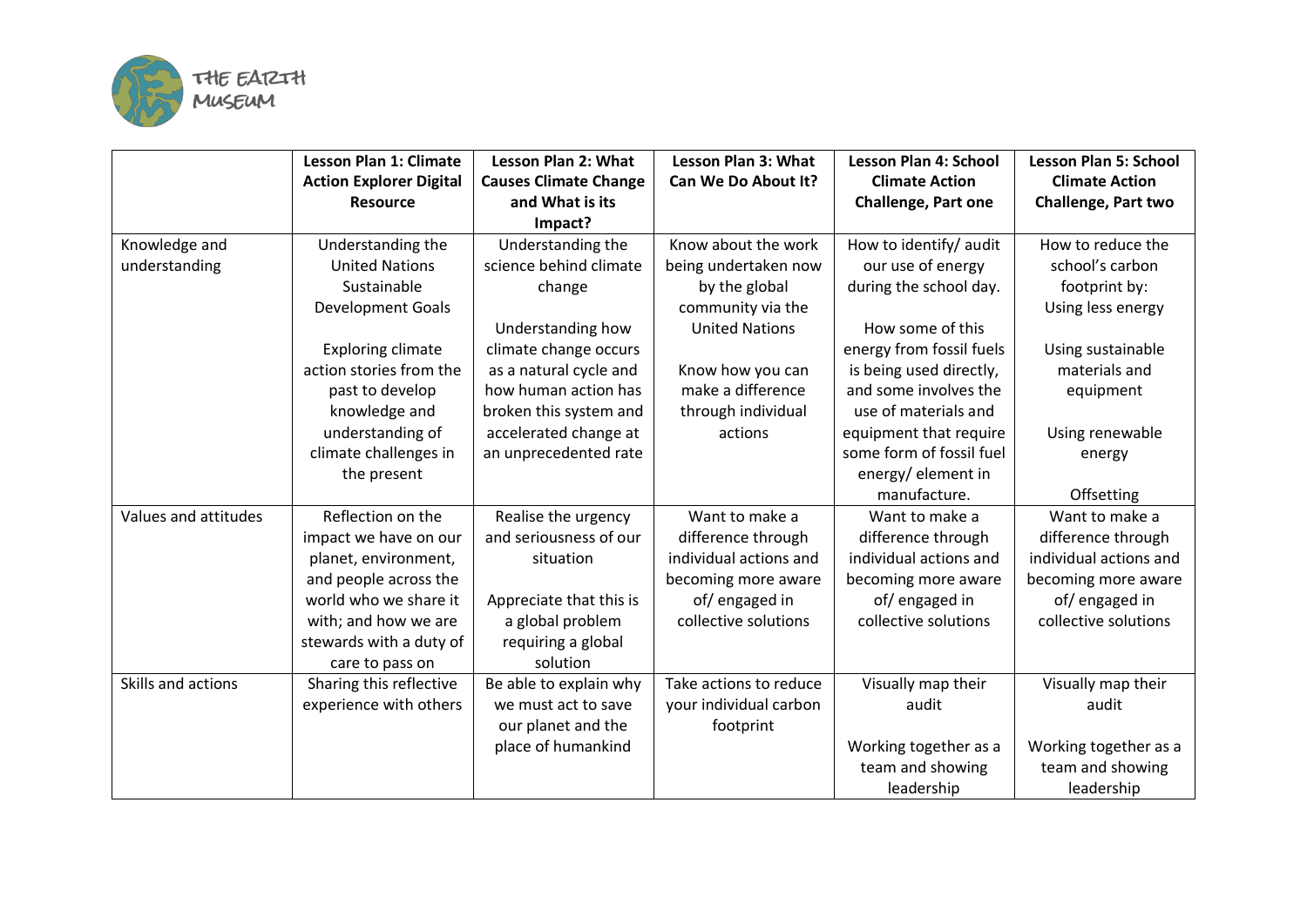|  | Lesson Plan 1: Climate Action Explorer Digital Resource | Lesson Plan 2: What Causes Climate Change and What is its Impact? | Lesson Plan 3: What Can We Do About It? | Lesson Plan 4: School Climate Action Challenge, Part one | Lesson Plan 5: School Climate Action Challenge, Part two |
|---|---|---|---|---|---|
| Knowledge and understanding | Understanding the United Nations Sustainable Development Goals<br><br>Exploring climate action stories from the past to develop knowledge and understanding of climate challenges in the present | Understanding the science behind climate change<br><br>Understanding how climate change occurs as a natural cycle and how human action has broken this system and accelerated change at an unprecedented rate | Know about the work being undertaken now by the global community via the United Nations<br><br>Know how you can make a difference through individual actions | How to identify/ audit our use of energy during the school day.<br><br>How some of this energy from fossil fuels is being used directly, and some involves the use of materials and equipment that require some form of fossil fuel energy/ element in manufacture. | How to reduce the school's carbon footprint by:<br>Using less energy<br><br>Using sustainable materials and equipment<br><br>Using renewable energy<br><br>Offsetting |
| Values and attitudes | Reflection on the impact we have on our planet, environment, and people across the world who we share it with; and how we are stewards with a duty of care to pass on | Realise the urgency and seriousness of our situation<br><br>Appreciate that this is a global problem requiring a global solution | Want to make a difference through individual actions and becoming more aware of/ engaged in collective solutions | Want to make a difference through individual actions and becoming more aware of/ engaged in collective solutions | Want to make a difference through individual actions and becoming more aware of/ engaged in collective solutions |
| Skills and actions | Sharing this reflective experience with others | Be able to explain why we must act to save our planet and the place of humankind | Take actions to reduce your individual carbon footprint | Visually map their audit<br><br>Working together as a team and showing leadership | Visually map their audit<br><br>Working together as a team and showing leadership |